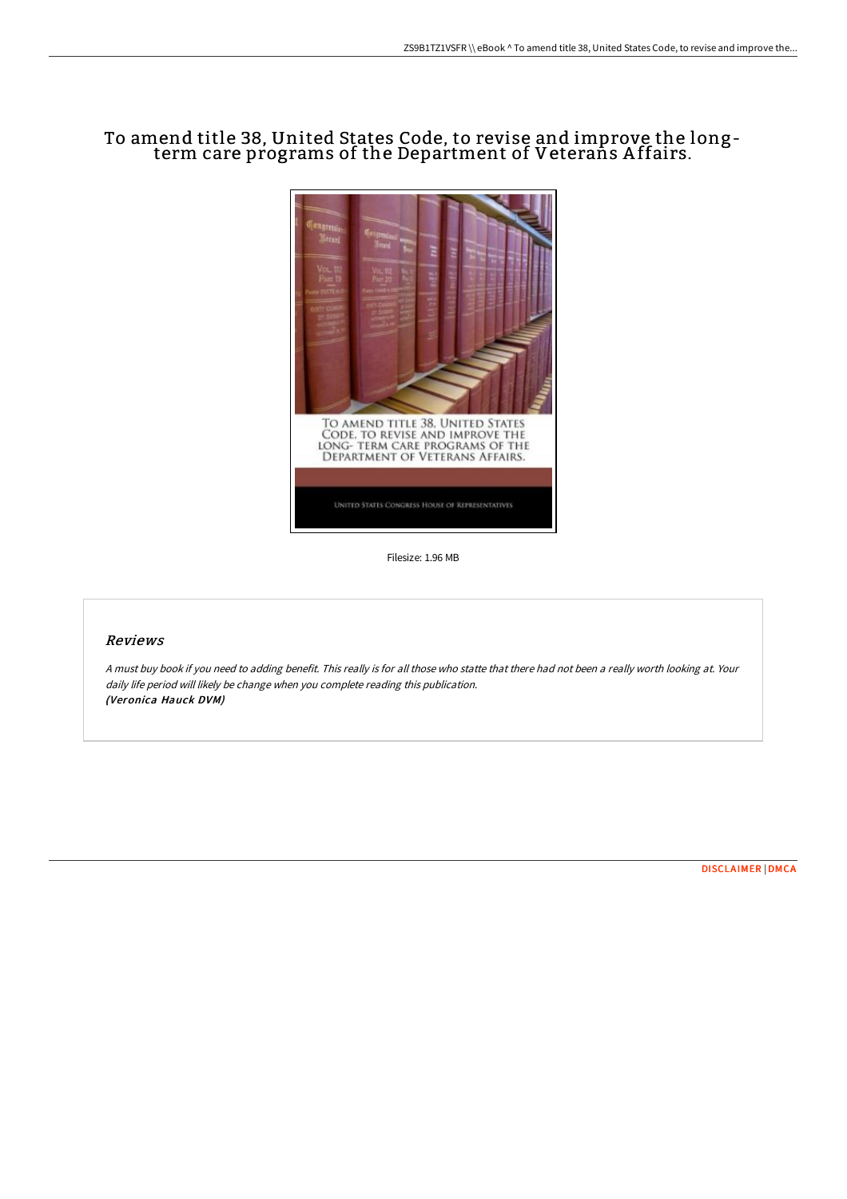# To amend title 38, United States Code, to revise and improve the long-term care programs of the Department of Veterans Affairs.

Filesize: 1.96 MB

## Reviews

*A must buy book if you need to adding benefit. This really is for all those who statte that there had not been a really worth looking at. Your daily life period will likely be change when you complete reading this publication.*
***(Veronica Hauck DVM)***

DISCLAIMER | DMCA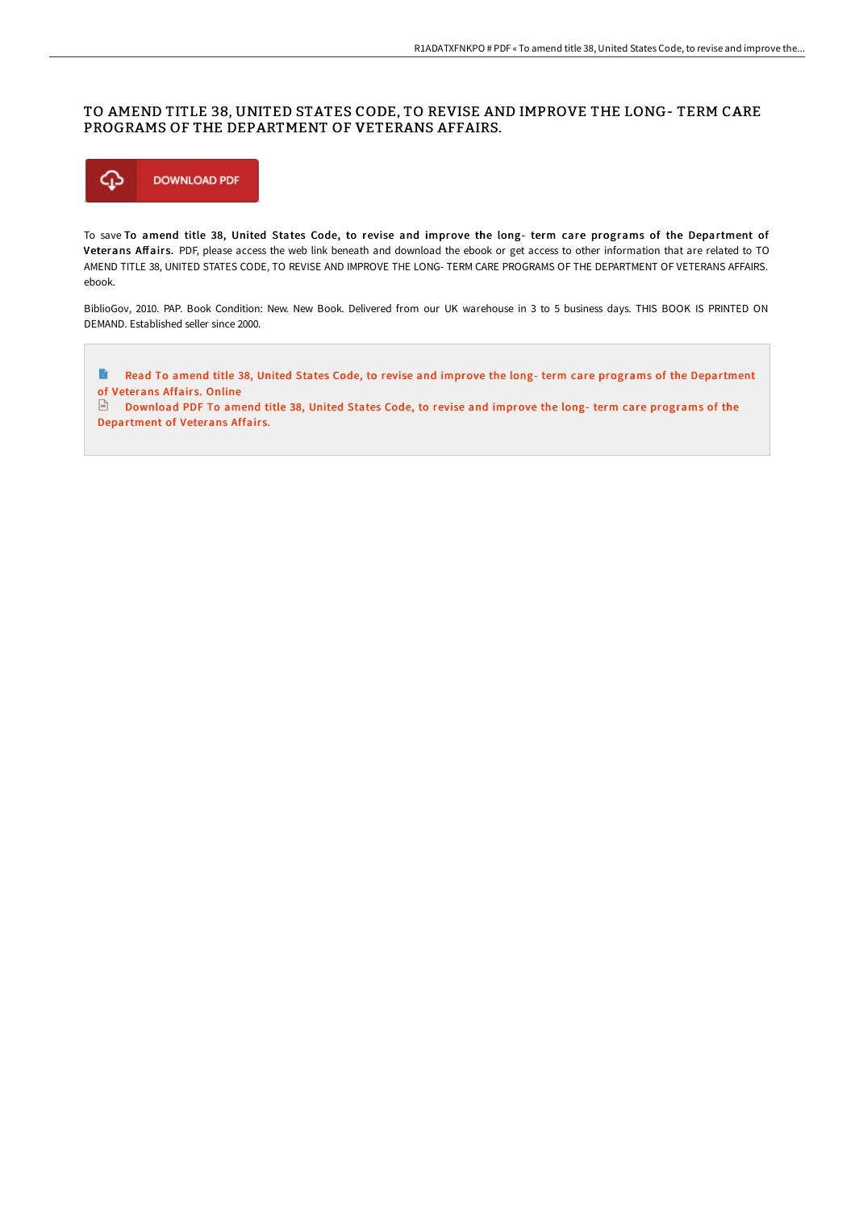# TO AMEND TITLE 38, UNITED STATES CODE, TO REVISE AND IMPROVE THE LONG- TERM CARE PROGRAMS OF THE DEPARTMENT OF VETERANS AFFAIRS.

DOWNLOAD PDF

To save **To amend title 38, United States Code, to revise and improve the long- term care programs of the Department of Veterans Affairs.** PDF, please access the web link beneath and download the ebook or get access to other information that are related to TO AMEND TITLE 38, UNITED STATES CODE, TO REVISE AND IMPROVE THE LONG- TERM CARE PROGRAMS OF THE DEPARTMENT OF VETERANS AFFAIRS. ebook.

BiblioGov, 2010. PAP. Book Condition: New. New Book. Delivered from our UK warehouse in 3 to 5 business days. THIS BOOK IS PRINTED ON DEMAND. Established seller since 2000.

Read To amend title 38, United States Code, to revise and improve the long- term care programs of the Department of Veterans Affairs. Online

Download PDF To amend title 38, United States Code, to revise and improve the long- term care programs of the Department of Veterans Affairs.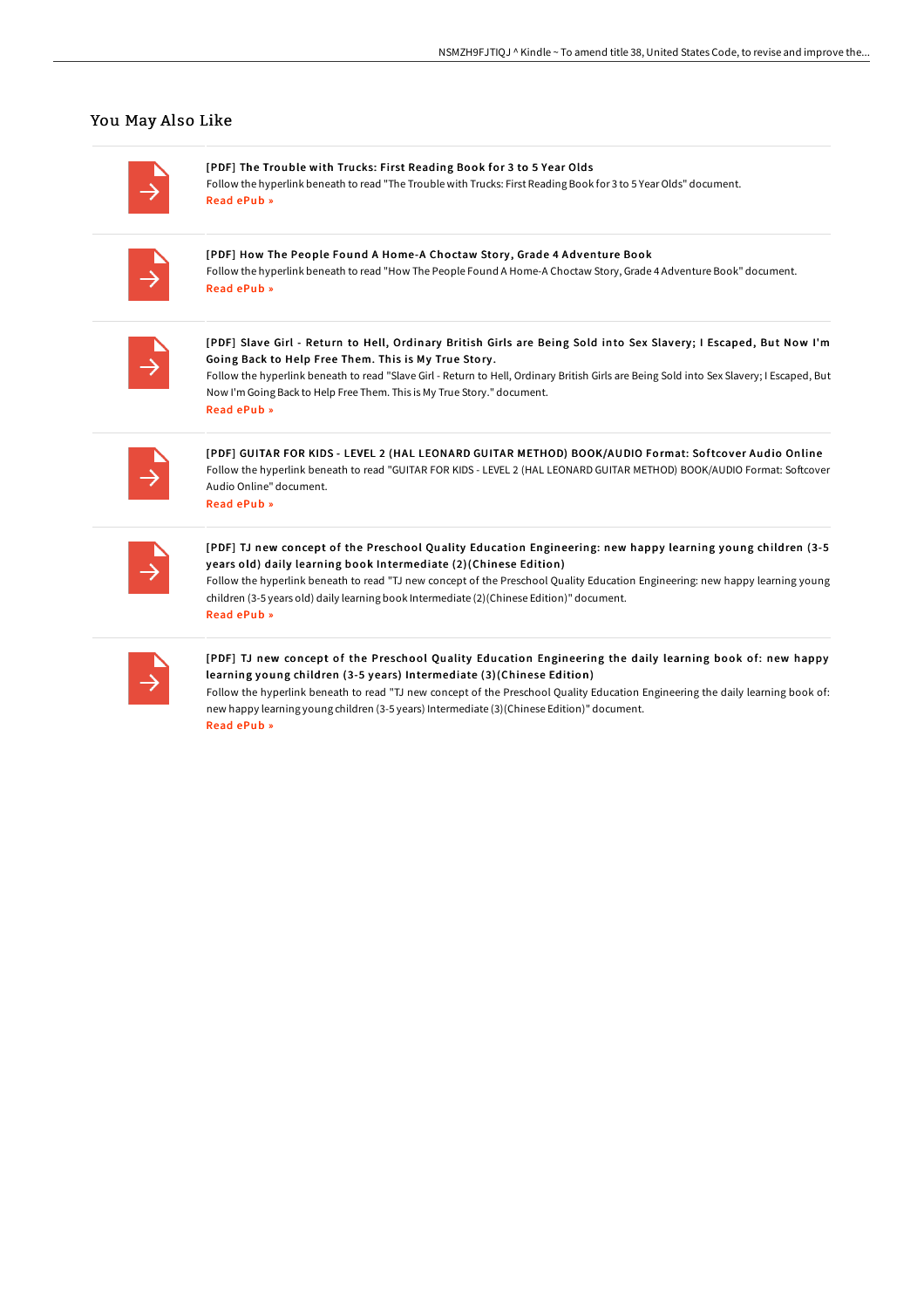## You May Also Like

**[PDF] The Trouble with Trucks: First Reading Book for 3 to 5 Year Olds**
Follow the hyperlink beneath to read "The Trouble with Trucks: First Reading Book for 3 to 5 Year Olds" document.
Read ePub »

**[PDF] How The People Found A Home-A Choctaw Story, Grade 4 Adventure Book**
Follow the hyperlink beneath to read "How The People Found A Home-A Choctaw Story, Grade 4 Adventure Book" document.
Read ePub »

**[PDF] Slave Girl - Return to Hell, Ordinary British Girls are Being Sold into Sex Slavery; I Escaped, But Now I'm Going Back to Help Free Them. This is My True Story.**
Follow the hyperlink beneath to read "Slave Girl - Return to Hell, Ordinary British Girls are Being Sold into Sex Slavery; I Escaped, But Now I'm Going Back to Help Free Them. This is My True Story." document.
Read ePub »

**[PDF] GUITAR FOR KIDS - LEVEL 2 (HAL LEONARD GUITAR METHOD) BOOK/AUDIO Format: Softcover Audio Online**
Follow the hyperlink beneath to read "GUITAR FOR KIDS - LEVEL 2 (HAL LEONARD GUITAR METHOD) BOOK/AUDIO Format: Softcover Audio Online" document.
Read ePub »

**[PDF] TJ new concept of the Preschool Quality Education Engineering: new happy learning young children (3-5 years old) daily learning book Intermediate (2)(Chinese Edition)**
Follow the hyperlink beneath to read "TJ new concept of the Preschool Quality Education Engineering: new happy learning young children (3-5 years old) daily learning book Intermediate (2)(Chinese Edition)" document.
Read ePub »

**[PDF] TJ new concept of the Preschool Quality Education Engineering the daily learning book of: new happy learning young children (3-5 years) Intermediate (3)(Chinese Edition)**
Follow the hyperlink beneath to read "TJ new concept of the Preschool Quality Education Engineering the daily learning book of: new happy learning young children (3-5 years) Intermediate (3)(Chinese Edition)" document.
Read ePub »